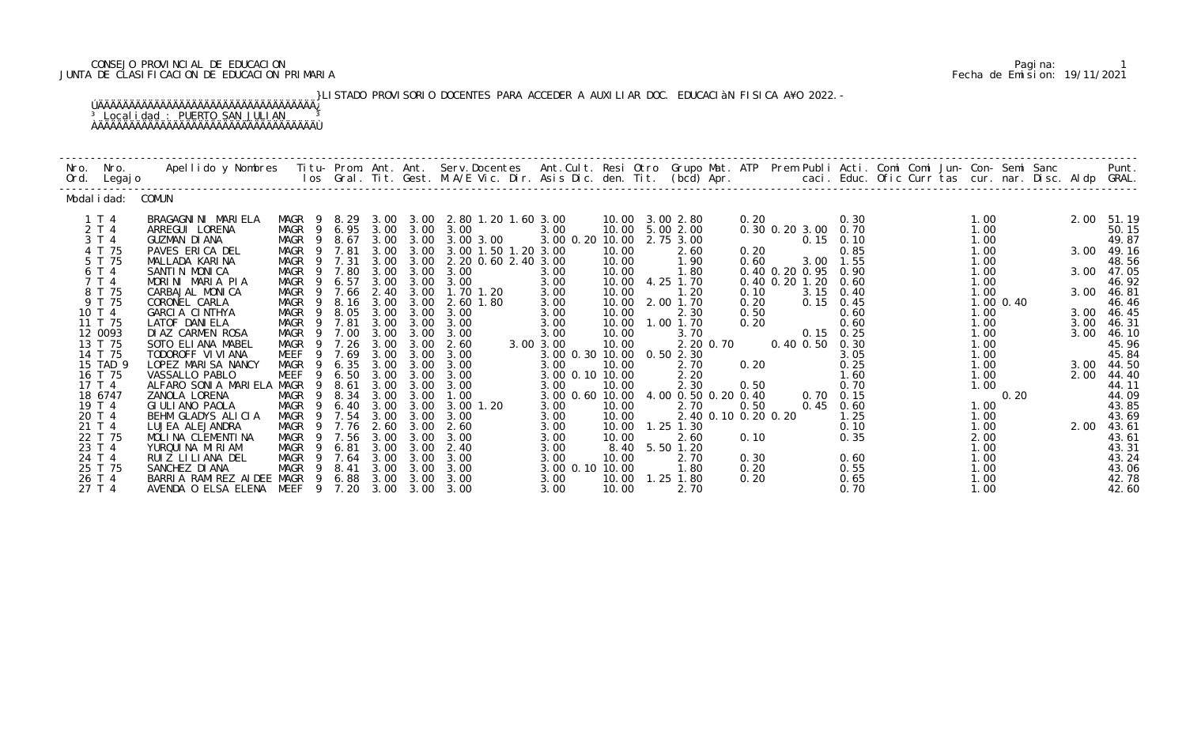CONSEJO PROVINCIAL DE EDUCACION
JUNTA DE CLASIFICACION DE EDUCACION PRIMARIA

Fecha de Emision: 19/11/2021

LISTADO PROVISORIO DOCENTES PARA ACCEDER A AUXILIAR DOC. EDUCACIÓN FISICA AÑO 2022.-

Localidad : PUERTO SAN JULIAN

Modalidad: COMUN

| Nro. Ord. | Nro. Legajo | Apellido y Nombres | Titulos | Prom. Gral. | Ant. Tit. | Ant. Gest. | Serv.Docentes M.A/E | Vic. | Dir. | Ant.Cult. Asis | Dic. | Resi den. | Otro Tit. | Grupo (bcd) | Mat. Apr. | ATP | Prem | Publi caci. | Acti. Educ. | Comi Ofic | Comi Curr | Jun-tas | Con-cur. | Semi nar. | Sanc Disc. | Aldp | Punt. GRAL. |
|---|---|---|---|---|---|---|---|---|---|---|---|---|---|---|---|---|---|---|---|---|---|---|---|---|---|---|---|
| 1 | T 4 | BRAGAGNINI MARIELA | MAGR 9 | 8.29 | 3.00 | 3.00 | 2.80 | 1.20 | 1.60 | 3.00 | | 10.00 | 3.00 | 2.80 | | 0.20 | | | 0.30 | | | | 1.00 | | | 2.00 | 51.19 |
| 2 | T 4 | ARREGUI LORENA | MAGR 9 | 6.95 | 3.00 | 3.00 | 3.00 | | | 3.00 | | 10.00 | 5.00 | 2.00 | | 0.30 | 0.20 | 3.00 | 0.70 | | | | 1.00 | | | | 50.15 |
| 3 | T 4 | GUZMAN DIANA | MAGR 9 | 8.67 | 3.00 | 3.00 | 3.00 | 3.00 | | 3.00 | 0.20 | 10.00 | 2.75 | 3.00 | | | | 0.15 | 0.10 | | | | 1.00 | | | | 49.87 |
| 4 | T 75 | PAVES ERICA DEL | MAGR 9 | 7.81 | 3.00 | 3.00 | 3.00 | 1.50 | 1.20 | 3.00 | | 10.00 | | 2.60 | | 0.20 | | | 0.85 | | | | 1.00 | | | 3.00 | 49.16 |
| 5 | T 75 | MALLADA KARINA | MAGR 9 | 7.31 | 3.00 | 3.00 | 2.20 | 0.60 | 2.40 | 3.00 | | 10.00 | | 1.90 | | 0.60 | | 3.00 | 1.55 | | | | 1.00 | | | | 48.56 |
| 6 | T 4 | SANTIN MONICA | MAGR 9 | 7.80 | 3.00 | 3.00 | 3.00 | | | 3.00 | | 10.00 | | 1.80 | | 0.40 | 0.20 | 0.95 | 0.90 | | | | 1.00 | | | 3.00 | 47.05 |
| 7 | T 4 | MORINI MARIA PIA | MAGR 9 | 6.57 | 3.00 | 3.00 | 3.00 | | | 3.00 | | 10.00 | 4.25 | 1.70 | | 0.40 | 0.20 | 1.20 | 0.60 | | | | 1.00 | | | | 46.92 |
| 8 | T 75 | CARBAJAL MONICA | MAGR 9 | 7.66 | 2.40 | 3.00 | 1.70 | 1.20 | | 3.00 | | 10.00 | | 1.20 | | 0.10 | | 3.15 | 0.40 | | | | 1.00 | | | 3.00 | 46.81 |
| 9 | T 75 | CORONEL CARLA | MAGR 9 | 8.16 | 3.00 | 3.00 | 2.60 | 1.80 | | 3.00 | | 10.00 | 2.00 | 1.70 | | 0.20 | | 0.15 | 0.45 | | | | 1.00 | 0.40 | | | 46.46 |
| 10 | T 4 | GARCIA CINTHYA | MAGR 9 | 8.05 | 3.00 | 3.00 | 3.00 | | | 3.00 | | 10.00 | | 2.30 | | 0.50 | | | 0.60 | | | | 1.00 | | | 3.00 | 46.45 |
| 11 | T 75 | LATOF DANIELA | MAGR 9 | 7.81 | 3.00 | 3.00 | 3.00 | | | 3.00 | | 10.00 | 1.00 | 1.70 | | 0.20 | | | 0.60 | | | | 1.00 | | | 3.00 | 46.31 |
| 12 | 0093 | DIAZ CARMEN ROSA | MAGR 9 | 7.00 | 3.00 | 3.00 | 3.00 | | | 3.00 | | 10.00 | | 3.70 | | | | 0.15 | 0.25 | | | | 1.00 | | | 3.00 | 46.10 |
| 13 | T 75 | SOTO ELIANA MABEL | MAGR 9 | 7.26 | 3.00 | 3.00 | 2.60 | | 3.00 | 3.00 | | 10.00 | | 2.20 | 0.70 | | 0.40 | 0.50 | 0.30 | | | | 1.00 | | | | 45.96 |
| 14 | T 75 | TODOROFF VIVIANA | MEEF 9 | 7.69 | 3.00 | 3.00 | 3.00 | | | 3.00 | 0.30 | 10.00 | 0.50 | 2.30 | | | | | 3.05 | | | | 1.00 | | | | 45.84 |
| 15 | TAD 9 | LOPEZ MARISA NANCY | MAGR 9 | 6.35 | 3.00 | 3.00 | 3.00 | | | 3.00 | | 10.00 | | 2.70 | | 0.20 | | | 0.25 | | | | 1.00 | | | 3.00 | 44.50 |
| 16 | T 75 | VASSALLO PABLO | MEEF 9 | 6.50 | 3.00 | 3.00 | 3.00 | | | 3.00 | 0.10 | 10.00 | | 2.20 | | | | | 1.60 | | | | 1.00 | | | 2.00 | 44.40 |
| 17 | T 4 | ALFARO SONIA MARIELA | MAGR 9 | 8.61 | 3.00 | 3.00 | 3.00 | | | 3.00 | | 10.00 | | 2.30 | | 0.50 | | | 0.70 | | | | 1.00 | | | | 44.11 |
| 18 | 6747 | ZANOLA LORENA | MAGR 9 | 8.34 | 3.00 | 3.00 | 1.00 | | | 3.00 | 0.60 | 10.00 | 4.00 | 0.50 | 0.20 | 0.40 | | 0.70 | 0.15 | | | | | 0.20 | | | 44.09 |
| 19 | T 4 | GIULIANO PAOLA | MAGR 9 | 6.40 | 3.00 | 3.00 | 3.00 | 1.20 | | 3.00 | | 10.00 | | 2.70 | | 0.50 | | 0.45 | 0.60 | | | | 1.00 | | | | 43.85 |
| 20 | T 4 | BEHM GLADYS ALICIA | MAGR 9 | 7.54 | 3.00 | 3.00 | 3.00 | | | 3.00 | | 10.00 | | 2.40 | 0.10 | 0.20 | 0.20 | | 1.25 | | | | 1.00 | | | | 43.69 |
| 21 | T 4 | LUJEA ALEJANDRA | MAGR 9 | 7.76 | 2.60 | 3.00 | 2.60 | | | 3.00 | | 10.00 | 1.25 | 1.30 | | | | | 0.10 | | | | 1.00 | | | 2.00 | 43.61 |
| 22 | T 75 | MOLINA CLEMENTINA | MAGR 9 | 7.56 | 3.00 | 3.00 | 3.00 | | | 3.00 | | 10.00 | | 2.60 | | 0.10 | | | 0.35 | | | | 2.00 | | | | 43.61 |
| 23 | T 4 | YURQUINA MIRIAM | MAGR 9 | 6.81 | 3.00 | 3.00 | 2.40 | | | 3.00 | | 8.40 | 5.50 | 1.20 | | | | | | | | | 1.00 | | | | 43.31 |
| 24 | T 4 | RUIZ LILIANA DEL | MAGR 9 | 7.64 | 3.00 | 3.00 | 3.00 | | | 3.00 | | 10.00 | | 2.70 | | 0.30 | | | 0.60 | | | | 1.00 | | | | 43.24 |
| 25 | T 75 | SANCHEZ DIANA | MAGR 9 | 8.41 | 3.00 | 3.00 | 3.00 | | | 3.00 | 0.10 | 10.00 | | 1.80 | | 0.20 | | | 0.55 | | | | 1.00 | | | | 43.06 |
| 26 | T 4 | BARRIA RAMIREZ AIDEE | MAGR 9 | 6.88 | 3.00 | 3.00 | 3.00 | | | 3.00 | | 10.00 | 1.25 | 1.80 | | 0.20 | | | 0.65 | | | | 1.00 | | | | 42.78 |
| 27 | T 4 | AVENDA O ELSA ELENA | MEEF 9 | 7.20 | 3.00 | 3.00 | 3.00 | | | 3.00 | | 10.00 | | 2.70 | | | | | 0.70 | | | | 1.00 | | | | 42.60 |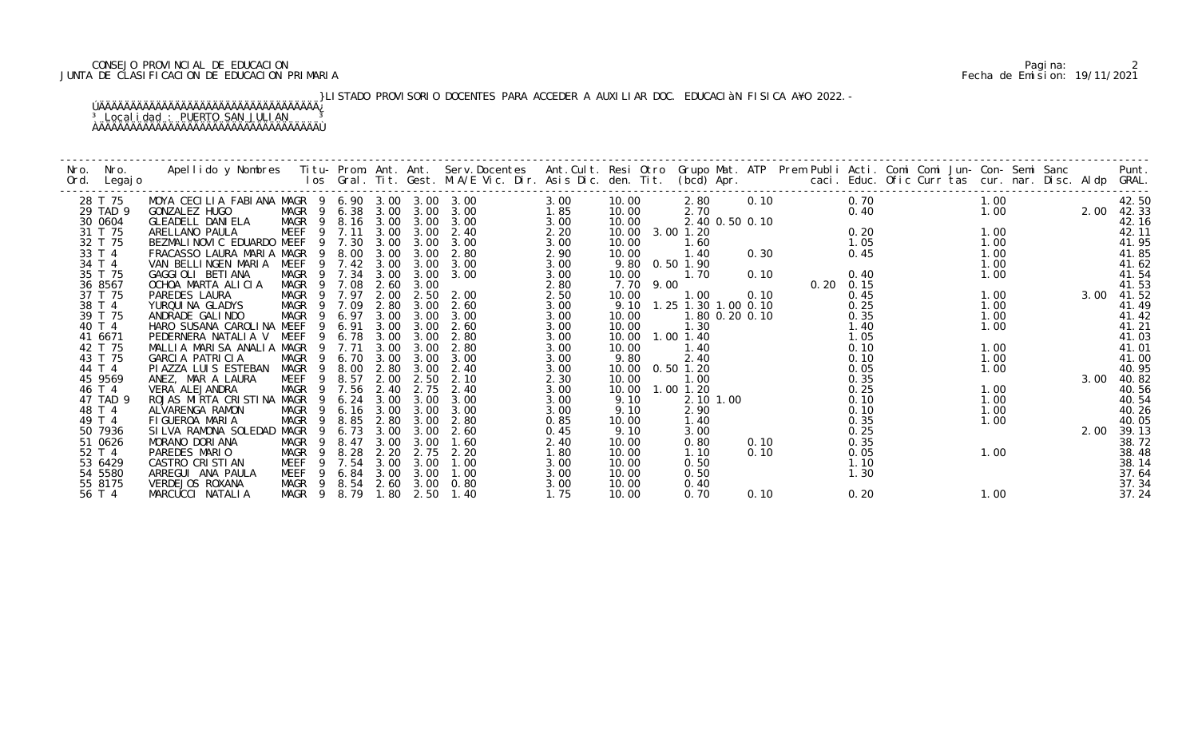CONSEJO PROVINCIAL DE EDUCACION
JUNTA DE CLASIFICACION DE EDUCACION PRIMARIA

LISTADO PROVISORIO DOCENTES PARA ACCEDER A AUXILIAR DOC. EDUCACIÓN FISICA AÑO 2022.-

Localidad : PUERTO SAN JULIAN

| Nro. Ord. | Nro. Legajo | Apellido y Nombres | Titulos | Prom. Gral. | Ant. Tit. | Ant. Gest. | Serv.Docentes M.A/E Vic. Dir. | Ant.Cult. Asis Dic. | Resi den. | Otro Tit. | Grupo (bcd) | Mat. Apr. | ATP | Prem | Publi caci. | Acti. Educ. | Comi Ofic | Comi Curr | Jun- tas | Con- cur. | Semi nar. | Sanc Disc. | Aldp | Punt. GRAL. |
|---|---|---|---|---|---|---|---|---|---|---|---|---|---|---|---|---|---|---|---|---|---|---|---|---|
| 28 | T 75 | MOYA CECILIA FABIANA | MAGR 9 | 6.90 | 3.00 | 3.00 | 3.00 | 3.00 | 10.00 | | 2.80 | | 0.10 | | | 0.70 | | | | 1.00 | | | | 42.50 |
| 29 | TAD 9 | GONZALEZ HUGO | MAGR 9 | 6.38 | 3.00 | 3.00 | 3.00 | 1.85 | 10.00 | | 2.70 | | | | | 0.40 | | | | 1.00 | | | 2.00 | 42.33 |
| 30 | 0604 | GLEADELL DANIELA | MAGR 9 | 8.16 | 3.00 | 3.00 | 3.00 | 3.00 | 10.00 | | 2.40 | 0.50 | 0.10 | | | | | | | | | | | 42.16 |
| 31 | T 75 | ARELLANO PAULA | MEEF 9 | 7.11 | 3.00 | 3.00 | 2.40 | 2.20 | 10.00 | 3.00 | 1.20 | | | | | 0.20 | | | | 1.00 | | | | 42.11 |
| 32 | T 75 | BEZMALINOVIC EDUARDO | MEEF 9 | 7.30 | 3.00 | 3.00 | 3.00 | 3.00 | 10.00 | | 1.60 | | | | | 1.05 | | | | 1.00 | | | | 41.95 |
| 33 | T 4 | FRACASSO LAURA MARIA | MAGR 9 | 8.00 | 3.00 | 3.00 | 2.80 | 2.90 | 10.00 | | 1.40 | | 0.30 | | | 0.45 | | | | 1.00 | | | | 41.85 |
| 34 | T 4 | VAN BELLINGEN MARIA | MEEF 9 | 7.42 | 3.00 | 3.00 | 3.00 | 3.00 | 9.80 | 0.50 | 1.90 | | | | | | | | | 1.00 | | | | 41.62 |
| 35 | T 75 | GAGGIOLI BETIANA | MAGR 9 | 7.34 | 3.00 | 3.00 | 3.00 | 3.00 | 10.00 | | 1.70 | | 0.10 | | | 0.40 | | | | 1.00 | | | | 41.54 |
| 36 | 8567 | OCHOA MARTA ALICIA | MAGR 9 | 7.08 | 2.60 | 3.00 | | 2.80 | 7.70 | 9.00 | | | | | 0.20 | 0.15 | | | | | | | | 41.53 |
| 37 | T 75 | PAREDES LAURA | MAGR 9 | 7.97 | 2.00 | 2.50 | 2.00 | 2.50 | 10.00 | | 1.00 | | 0.10 | | | 0.45 | | | | 1.00 | | | 3.00 | 41.52 |
| 38 | T 4 | YURQUINA GLADYS | MAGR 9 | 7.09 | 2.80 | 3.00 | 2.60 | 3.00 | 9.10 | 1.25 | 1.30 | 1.00 | 0.10 | | | 0.25 | | | | 1.00 | | | | 41.49 |
| 39 | T 75 | ANDRADE GALINDO | MAGR 9 | 6.97 | 3.00 | 3.00 | 3.00 | 3.00 | 10.00 | | 1.80 | 0.20 | 0.10 | | | 0.35 | | | | 1.00 | | | | 41.42 |
| 40 | T 4 | HARO SUSANA CAROLINA | MEEF 9 | 6.91 | 3.00 | 3.00 | 2.60 | 3.00 | 10.00 | | 1.30 | | | | | 1.40 | | | | 1.00 | | | | 41.21 |
| 41 | 6671 | PEDERNERA NATALIA V | MEEF 9 | 6.78 | 3.00 | 3.00 | 2.80 | 3.00 | 10.00 | 1.00 | 1.40 | | | | | 1.05 | | | | | | | | 41.03 |
| 42 | T 75 | MALLIA MARISA ANALIA | MAGR 9 | 7.71 | 3.00 | 3.00 | 2.80 | 3.00 | 10.00 | | 1.40 | | | | | 0.10 | | | | 1.00 | | | | 41.01 |
| 43 | T 75 | GARCIA PATRICIA | MAGR 9 | 6.70 | 3.00 | 3.00 | 3.00 | 3.00 | 9.80 | | 2.40 | | | | | 0.10 | | | | 1.00 | | | | 41.00 |
| 44 | T 4 | PIAZZA LUIS ESTEBAN | MAGR 9 | 8.00 | 2.80 | 3.00 | 2.40 | 3.00 | 10.00 | 0.50 | 1.20 | | | | | 0.05 | | | | 1.00 | | | | 40.95 |
| 45 | 9569 | ANEZ, MAR A LAURA | MEEF 9 | 8.57 | 2.00 | 2.50 | 2.10 | 2.30 | 10.00 | | 1.00 | | | | | 0.35 | | | | | | | 3.00 | 40.82 |
| 46 | T 4 | VERA ALEJANDRA | MAGR 9 | 7.56 | 2.40 | 2.75 | 2.40 | 3.00 | 10.00 | 1.00 | 1.20 | | | | | 0.25 | | | | 1.00 | | | | 40.56 |
| 47 | TAD 9 | ROJAS MIRTA CRISTINA | MAGR 9 | 6.24 | 3.00 | 3.00 | 3.00 | 3.00 | 9.10 | | 2.10 | 1.00 | | | | 0.10 | | | | 1.00 | | | | 40.54 |
| 48 | T 4 | ALVARENGA RAMON | MAGR 9 | 6.16 | 3.00 | 3.00 | 3.00 | 3.00 | 9.10 | | 2.90 | | | | | 0.10 | | | | 1.00 | | | | 40.26 |
| 49 | T 4 | FIGUEROA MARIA | MAGR 9 | 8.85 | 2.80 | 3.00 | 2.80 | 0.85 | 10.00 | | 1.40 | | | | | 0.35 | | | | 1.00 | | | | 40.05 |
| 50 | 7936 | SILVA RAMONA SOLEDAD | MAGR 9 | 6.73 | 3.00 | 3.00 | 2.60 | 0.45 | 9.10 | | 3.00 | | | | | 0.25 | | | | | | | 2.00 | 39.13 |
| 51 | 0626 | MORANO DORIANA | MAGR 9 | 8.47 | 3.00 | 3.00 | 1.60 | 2.40 | 10.00 | | 0.80 | | 0.10 | | | 0.35 | | | | | | | | 38.72 |
| 52 | T 4 | PAREDES MARIO | MAGR 9 | 8.28 | 2.20 | 2.75 | 2.20 | 1.80 | 10.00 | | 1.10 | | 0.10 | | | 0.05 | | | | 1.00 | | | | 38.48 |
| 53 | 6429 | CASTRO CRISTIAN | MEEF 9 | 7.54 | 3.00 | 3.00 | 1.00 | 3.00 | 10.00 | | 0.50 | | | | | 1.10 | | | | | | | | 38.14 |
| 54 | 5580 | ARREGUI ANA PAULA | MEEF 9 | 6.84 | 3.00 | 3.00 | 1.00 | 3.00 | 10.00 | | 0.50 | | | | | 1.30 | | | | | | | | 37.64 |
| 55 | 8175 | VERDEJOS ROXANA | MAGR 9 | 8.54 | 2.60 | 3.00 | 0.80 | 3.00 | 10.00 | | 0.40 | | | | | | | | | | | | | 37.34 |
| 56 | T 4 | MARCUCCI NATALIA | MAGR 9 | 8.79 | 1.80 | 2.50 | 1.40 | 1.75 | 10.00 | | 0.70 | | 0.10 | | | 0.20 | | | | 1.00 | | | | 37.24 |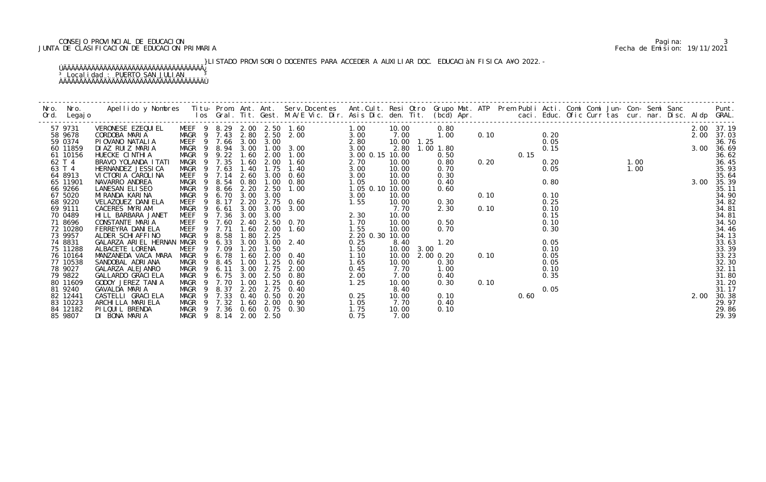CONSEJO PROVINCIAL DE EDUCACION
JUNTA DE CLASIFICACION DE EDUCACION PRIMARIA

Pagina: 3
Fecha de Emision: 19/11/2021

LISTADO PROVISORIO DOCENTES PARA ACCEDER A AUXILIAR DOC. EDUCACIÓN FISICA AÑO 2022.-

Localidad : PUERTO SAN JULIAN

| Nro. Ord. | Nro. Legajo | Apellido y Nombres | Titu- los | Prom. Gral. | Ant. Tit. | Ant. Gest. | Serv.Docentes M.A/E Vic. Dir. | Ant.Cult. Asis Dic. | Resi den. | Otro Tit. | Grupo Mat. (bcd) Apr. | ATP | Prem Publi caci. | Acti. Educ. | Comi Ofic | Comi Curr tas | Jun- cur. | Con- nar. | Semi Disc. | Sanc | Aldp | Punt. GRAL. |
|---|---|---|---|---|---|---|---|---|---|---|---|---|---|---|---|---|---|---|---|---|---|---|
| 57 | 9731 | VERONESE EZEQUIEL | MEEF 9 | 8.29 | 2.00 | 2.50 | 1.60 | 1.00 | 10.00 | | 0.80 | | | | | | | | | | 2.00 | 37.19 |
| 58 | 9678 | CORDOBA MARIA | MAGR 9 | 7.43 | 2.80 | 2.50 | 2.00 | 3.00 | 7.00 | | 1.00 | 0.10 | | 0.20 | | | | | | | 2.00 | 37.03 |
| 59 | 0374 | PIOVANO NATALIA | MEEF 9 | 7.66 | 3.00 | 3.00 | | 2.80 | 10.00 | 1.25 | | | | 0.05 | | | | | | | | 36.76 |
| 60 | 11859 | DIAZ RUIZ MARIA | MAGR 9 | 8.94 | 3.00 | 1.00 | 3.00 | 3.00 | 2.80 | 1.00 | 1.80 | | | 0.15 | | | | | | | 3.00 | 36.69 |
| 61 | 10156 | HUECKE CINTHIA | MAGR 9 | 9.22 | 1.60 | 2.00 | 1.00 | 3.00 0.15 | 10.00 | | 0.50 | | 0.15 | | | | | | | | | 36.62 |
| 62 | T 4 | BRAVO YOLANDA ITATI | MAGR 9 | 7.35 | 1.60 | 2.00 | 1.60 | 2.70 | 10.00 | | 0.80 | 0.20 | | 0.20 | | | 1.00 | | | | | 36.45 |
| 63 | T 4 | HERNANDEZ JESSICA | MAGR 9 | 7.63 | 1.40 | 1.75 | 1.40 | 3.00 | 10.00 | | 0.70 | | | 0.05 | | | 1.00 | | | | | 35.93 |
| 64 | 8913 | VICTORIA CAROLINA | MEEF 9 | 7.14 | 2.60 | 3.00 | 0.60 | 3.00 | 10.00 | | 0.30 | | | | | | | | | | | 35.64 |
| 65 | 11901 | NAVARRO ANDREA | MAGR 9 | 8.54 | 0.80 | 1.00 | 0.80 | 1.05 | 10.00 | | 0.40 | | | 0.80 | | | | | | | 3.00 | 35.39 |
| 66 | 9266 | LANESAN ELISEO | MAGR 9 | 8.66 | 2.20 | 2.50 | 1.00 | 1.05 0.10 | 10.00 | | 0.60 | | | | | | | | | | | 35.11 |
| 67 | 5020 | MIRANDA KARINA | MAGR 9 | 6.70 | 3.00 | 3.00 | | 3.00 | 10.00 | | | 0.10 | | 0.10 | | | | | | | | 34.90 |
| 68 | 9220 | VELAZQUEZ DANIELA | MEEF 9 | 8.17 | 2.20 | 2.75 | 0.60 | 1.55 | 10.00 | | 0.30 | | | 0.25 | | | | | | | | 34.82 |
| 69 | 9111 | CACERES MYRIAM | MAGR 9 | 6.61 | 3.00 | 3.00 | 3.00 | | 7.70 | | 2.30 | 0.10 | | 0.10 | | | | | | | | 34.81 |
| 70 | 0489 | HILL BARBARA JANET | MEEF 9 | 7.36 | 3.00 | 3.00 | | 2.30 | 10.00 | | | | | 0.15 | | | | | | | | 34.81 |
| 71 | 8696 | CONSTANTE MARIA | MEEF 9 | 7.60 | 2.40 | 2.50 | 0.70 | 1.70 | 10.00 | | 0.50 | | | 0.10 | | | | | | | | 34.50 |
| 72 | 10280 | FERREYRA DANIELA | MEEF 9 | 7.71 | 1.60 | 2.00 | 1.60 | 1.55 | 10.00 | | 0.70 | | | 0.30 | | | | | | | | 34.46 |
| 73 | 9957 | ALDER SCHIAFFINO | MAGR 9 | 8.58 | 1.80 | 2.25 | | 2.20 0.30 | 10.00 | | | | | | | | | | | | | 34.13 |
| 74 | 8831 | GALARZA ARIEL HERNAN | MAGR 9 | 6.33 | 3.00 | 3.00 | 2.40 | 0.25 | 8.40 | | 1.20 | | | 0.05 | | | | | | | | 33.63 |
| 75 | 11288 | ALBACETE LORENA | MEEF 9 | 7.09 | 1.20 | 1.50 | | 1.50 | 10.00 | 3.00 | | | | 0.10 | | | | | | | | 33.39 |
| 76 | 10164 | MANZANEDA VACA MARA | MAGR 9 | 6.78 | 1.60 | 2.00 | 0.40 | 1.10 | 10.00 | 2.00 | 0.20 | 0.10 | | 0.05 | | | | | | | | 33.23 |
| 77 | 10538 | SANDOBAL ADRIANA | MAGR 9 | 8.45 | 1.00 | 1.25 | 0.60 | 1.65 | 10.00 | | 0.30 | | | 0.05 | | | | | | | | 32.30 |
| 78 | 9027 | GALARZA ALEJANRO | MAGR 9 | 6.11 | 3.00 | 2.75 | 2.00 | 0.45 | 7.70 | | 1.00 | | | 0.10 | | | | | | | | 32.11 |
| 79 | 9822 | GALLARDO GRACIELA | MAGR 9 | 6.75 | 3.00 | 2.50 | 0.80 | 2.00 | 7.00 | | 0.40 | | | 0.35 | | | | | | | | 31.80 |
| 80 | 11609 | GODOY JEREZ TANIA | MAGR 9 | 7.70 | 1.00 | 1.25 | 0.60 | 1.25 | 10.00 | | 0.30 | 0.10 | | | | | | | | | | 31.20 |
| 81 | 9240 | GAVALDA MARIA | MAGR 9 | 8.37 | 2.20 | 2.75 | 0.40 | | 8.40 | | | | | 0.05 | | | | | | | | 31.17 |
| 82 | 12441 | CASTELLI GRACIELA | MAGR 9 | 7.33 | 0.40 | 0.50 | 0.20 | 0.25 | 10.00 | | 0.10 | | 0.60 | | | | | | | | 2.00 | 30.38 |
| 83 | 10223 | ARCHILLA MARIELA | MAGR 9 | 7.32 | 1.60 | 2.00 | 0.90 | 1.05 | 7.70 | | 0.40 | | | | | | | | | | | 29.97 |
| 84 | 12182 | PILQUIL BRENDA | MAGR 9 | 7.36 | 0.60 | 0.75 | 0.30 | 1.75 | 10.00 | | 0.10 | | | | | | | | | | | 29.86 |
| 85 | 9807 | DI BONA MARIA | MAGR 9 | 8.14 | 2.00 | 2.50 | | 0.75 | 7.00 | | | | | | | | | | | | | 29.39 |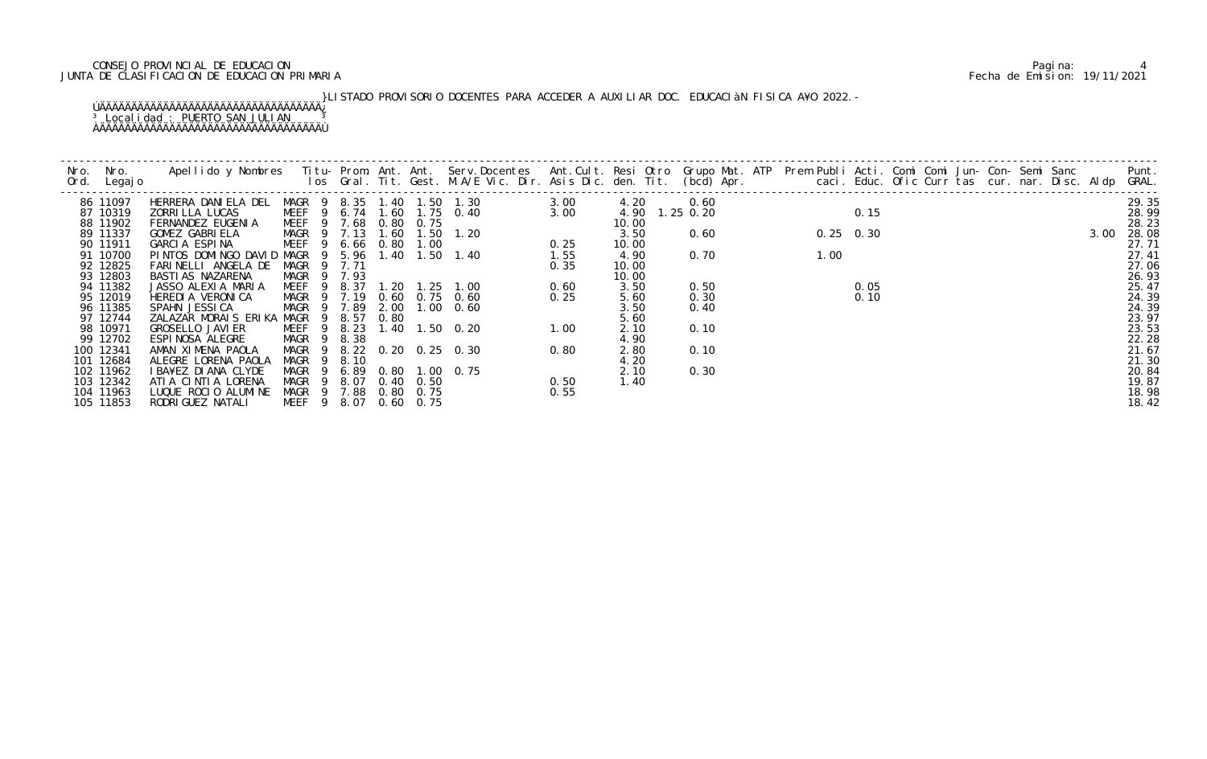CONSEJO PROVINCIAL DE EDUCACION
JUNTA DE CLASIFICACION DE EDUCACION PRIMARIA

Fecha de Emision: 19/11/2021

LISTADO PROVISORIO DOCENTES PARA ACCEDER A AUXILIAR DOC. EDUCACIàN FISICA A¥O 2022.-

Localidad : PUERTO SAN JULIAN

| Nro. Ord. | Nro. Legajo | Apellido y Nombres | Titu-los | Prom. Gral. | Ant. Tit. | Ant. Gest. | Serv.Docentes M.A/E Vic. Dir. | Ant.Cult. Asis Dic. | Resi den. | Otro Tit. | Grupo Mat. (bcd) | ATP Apr. | Prem Publi caci. | Acti. Educ. | Comi Ofic | Comi Curr | Jun- tas | Con- cur. | Semi nar. | Sanc Disc. | Aldp | Punt. GRAL. |
|---|---|---|---|---|---|---|---|---|---|---|---|---|---|---|---|---|---|---|---|---|---|---|
| 86 | 11097 | HERRERA DANIELA DEL | MAGR 9 | 8.35 | 1.40 | 1.50 | 1.30 | 3.00 | 4.20 | | 0.60 | | | | | | | | | | | 29.35 |
| 87 | 10319 | ZORRILLA LUCAS | MEEF 9 | 6.74 | 1.60 | 1.75 | 0.40 | 3.00 | 4.90 | 1.25 | 0.20 | | | 0.15 | | | | | | | | 28.99 |
| 88 | 11902 | FERNANDEZ EUGENIA | MEEF 9 | 7.68 | 0.80 | 0.75 | | | 10.00 | | | | | | | | | | | | | 28.23 |
| 89 | 11337 | GOMEZ GABRIELA | MAGR 9 | 7.13 | 1.60 | 1.50 | 1.20 | | 3.50 | | 0.60 | | 0.25 | 0.30 | | | | | | | 3.00 | 28.08 |
| 90 | 11911 | GARCIA ESPINA | MEEF 9 | 6.66 | 0.80 | 1.00 | | 0.25 | 10.00 | | | | | | | | | | | | | 27.71 |
| 91 | 10700 | PINTOS DOMINGO DAVID | MAGR 9 | 5.96 | 1.40 | 1.50 | 1.40 | 1.55 | 4.90 | | 0.70 | | 1.00 | | | | | | | | | 27.41 |
| 92 | 12825 | FARINELLI ANGELA DE | MAGR 9 | 7.71 | | | | 0.35 | 10.00 | | | | | | | | | | | | | 27.06 |
| 93 | 12803 | BASTIAS NAZARENA | MAGR 9 | 7.93 | | | | | 10.00 | | | | | | | | | | | | | 26.93 |
| 94 | 11382 | JASSO ALEXIA MARIA | MEEF 9 | 8.37 | 1.20 | 1.25 | 1.00 | 0.60 | 3.50 | | 0.50 | | | 0.05 | | | | | | | | 25.47 |
| 95 | 12019 | HEREDIA VERONICA | MAGR 9 | 7.19 | 0.60 | 0.75 | 0.60 | 0.25 | 5.60 | | 0.30 | | | 0.10 | | | | | | | | 24.39 |
| 96 | 11385 | SPAHN JESSICA | MAGR 9 | 7.89 | 2.00 | 1.00 | 0.60 | | 3.50 | | 0.40 | | | | | | | | | | | 24.39 |
| 97 | 12744 | ZALAZAR MORAIS ERIKA | MAGR 9 | 8.57 | 0.80 | | | | 5.60 | | | | | | | | | | | | | 23.97 |
| 98 | 10971 | GROSELLO JAVIER | MEEF 9 | 8.23 | 1.40 | 1.50 | 0.20 | 1.00 | 2.10 | | 0.10 | | | | | | | | | | | 23.53 |
| 99 | 12702 | ESPINOSA ALEGRE | MAGR 9 | 8.38 | | | | | 4.90 | | | | | | | | | | | | | 22.28 |
| 100 | 12341 | AMAN XIMENA PAOLA | MAGR 9 | 8.22 | 0.20 | 0.25 | 0.30 | 0.80 | 2.80 | | 0.10 | | | | | | | | | | | 21.67 |
| 101 | 12684 | ALEGRE LORENA PAOLA | MAGR 9 | 8.10 | | | | | 4.20 | | | | | | | | | | | | | 21.30 |
| 102 | 11962 | IBA¥EZ DIANA CLYDE | MAGR 9 | 6.89 | 0.80 | 1.00 | 0.75 | | 2.10 | | 0.30 | | | | | | | | | | | 20.84 |
| 103 | 12342 | ATIA CINTIA LORENA | MAGR 9 | 8.07 | 0.40 | 0.50 | | 0.50 | 1.40 | | | | | | | | | | | | | 19.87 |
| 104 | 11963 | LUQUE ROCIO ALUMINE | MAGR 9 | 7.88 | 0.80 | 0.75 | | 0.55 | | | | | | | | | | | | | | 18.98 |
| 105 | 11853 | RODRIGUEZ NATALI | MEEF 9 | 8.07 | 0.60 | 0.75 | | | | | | | | | | | | | | | | 18.42 |